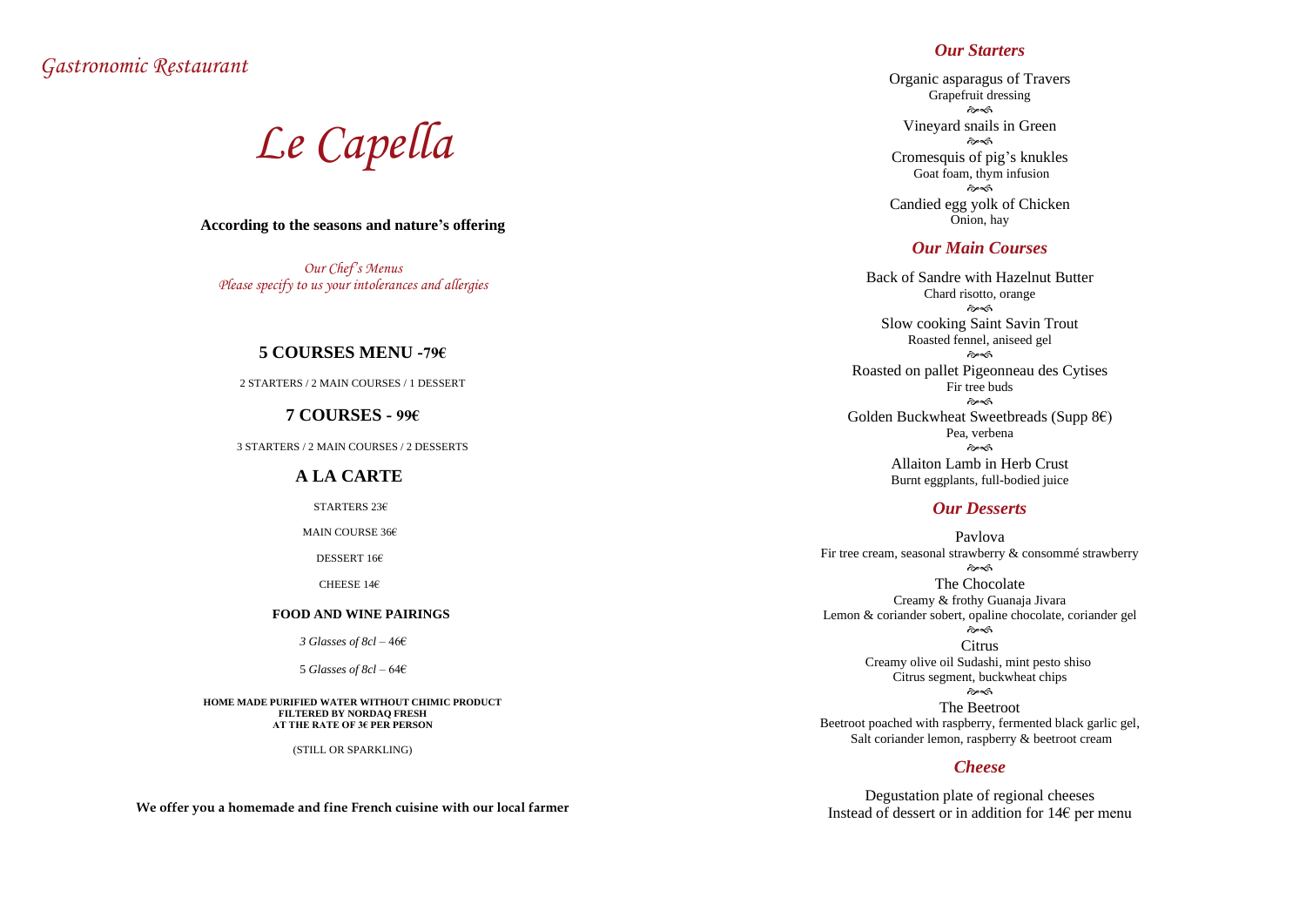*Gastronomic Restaurant*

# *Le Capella*

**According to the seasons and nature's offering**

*Our Chef's Menus*
*Please specify to us your intolerances and allergies*

## 5 COURSES MENU -79€

2 STARTERS / 2 MAIN COURSES / 1 DESSERT

## 7 COURSES - 99€

3 STARTERS / 2 MAIN COURSES / 2 DESSERTS

## A LA CARTE

STARTERS 23€

MAIN COURSE 36€

DESSERT 16€

CHEESE 14€

**FOOD AND WINE PAIRINGS**

*3 Glasses of 8cl* – 46€

5 *Glasses of 8cl* – 64€

**HOME MADE PURIFIED WATER WITHOUT CHIMIC PRODUCT**
**FILTERED BY NORDAQ FRESH**
**AT THE RATE OF 3€ PER PERSON**

(STILL OR SPARKLING)

**We offer you a homemade and fine French cuisine with our local farmer**

## *Our Starters*

Organic asparagus of Travers
Grapefruit dressing

Vineyard snails in Green

Cromesquis of pig's knukles
Goat foam, thym infusion

Candied egg yolk of Chicken
Onion, hay

## *Our Main Courses*

Back of Sandre with Hazelnut Butter
Chard risotto, orange

Slow cooking Saint Savin Trout
Roasted fennel, aniseed gel

Roasted on pallet Pigeonneau des Cytises
Fir tree buds

Golden Buckwheat Sweetbreads (Supp 8€)
Pea, verbena

Allaiton Lamb in Herb Crust
Burnt eggplants, full-bodied juice

## *Our Desserts*

Pavlova
Fir tree cream, seasonal strawberry & consommé strawberry

The Chocolate
Creamy & frothy Guanaja Jivara
Lemon & coriander sobert, opaline chocolate, coriander gel

Citrus
Creamy olive oil Sudashi, mint pesto shiso
Citrus segment, buckwheat chips

The Beetroot
Beetroot poached with raspberry, fermented black garlic gel,
Salt coriander lemon, raspberry & beetroot cream

## *Cheese*

Degustation plate of regional cheeses
Instead of dessert or in addition for 14€ per menu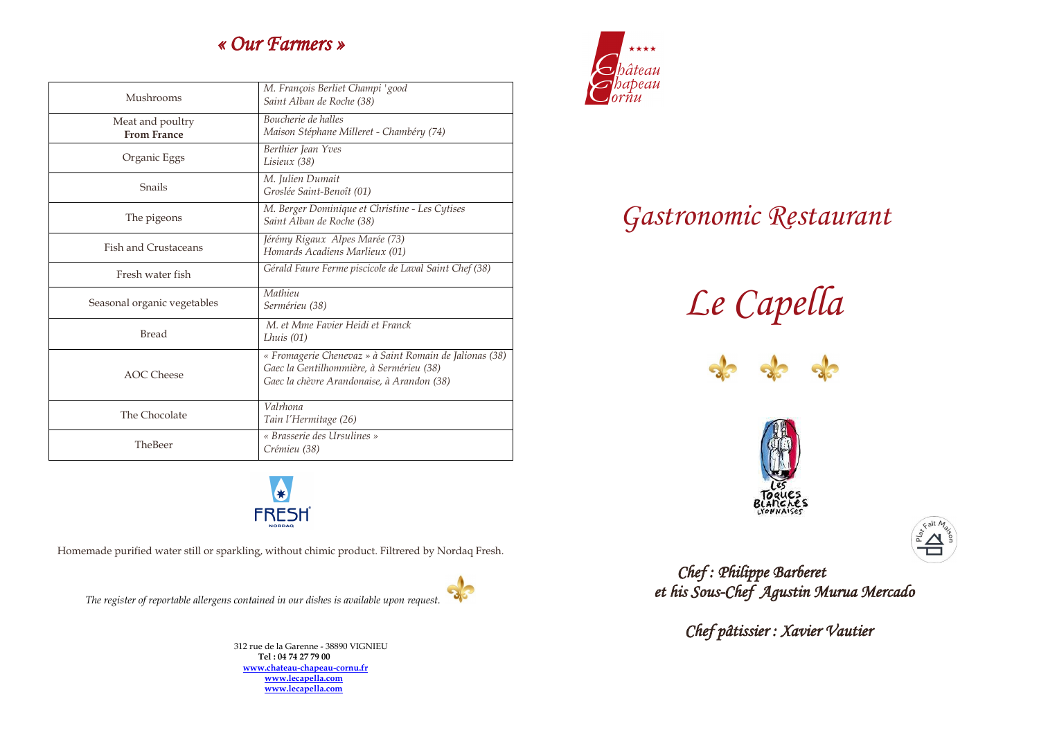## « Our Farmers »

| | |
|---|---|
| Mushrooms | *M. François Berliet Champi 'good*<br>*Saint Alban de Roche (38)* |
| Meat and poultry<br>**From France** | *Boucherie de halles*<br>*Maison Stéphane Milleret - Chambéry (74)* |
| Organic Eggs | *Berthier Jean Yves*<br>*Lisieux (38)* |
| Snails | *M. Julien Dumait*<br>*Groslée Saint-Benoît (01)* |
| The pigeons | *M. Berger Dominique et Christine - Les Cytises*<br>*Saint Alban de Roche (38)* |
| Fish and Crustaceans | *Jérémy Rigaux Alpes Marée (73)*<br>*Homards Acadiens Marlieux (01)* |
| Fresh water fish | *Gérald Faure Ferme piscicole de Laval Saint Chef (38)* |
| Seasonal organic vegetables | *Mathieu*<br>*Sermérieu (38)* |
| Bread | *M. et Mme Favier Heidi et Franck*<br>*Lhuis (01)* |
| AOC Cheese | *« Fromagerie Chenevaz » à Saint Romain de Jalionas (38)*<br>*Gaec la Gentilhommière, à Sermérieu (38)*<br>*Gaec la chèvre Arandonaise, à Arandon (38)* |
| The Chocolate | *Valrhona*<br>*Tain l'Hermitage (26)* |
| TheBeer | *« Brasserie des Ursulines »*<br>*Crémieu (38)* |

FRESH NORDAQ

Homemade purified water still or sparkling, without chimic product. Filtrered by Nordaq Fresh.

*The register of reportable allergens contained in our dishes is available upon request.*

312 rue de la Garenne - 38890 VIGNIEU
**Tel : 04 74 27 79 00**
**www.chateau-chapeau-cornu.fr**
**www.lecapella.com**
**www.lecapella.com**

★★★★ Château Chapeau Cornu

# Gastronomic Restaurant

# Le Capella

Les Toques Blanches Lyonnaises

Plat Fait Maison

*Chef : Philippe Barberet*
*et his Sous-Chef Agustin Murua Mercado*

*Chef pâtissier : Xavier Vautier*